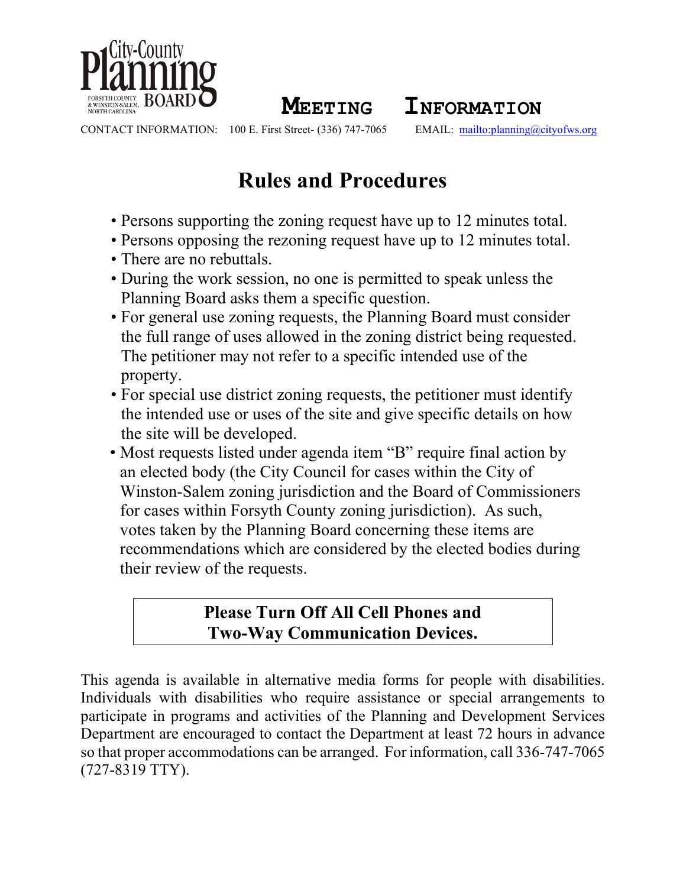City-County Planning Board
FORSYTH COUNTY & WINSTON-SALEM, NORTH CAROLINA

# MEETING INFORMATION

CONTACT INFORMATION: 100 E. First Street- (336) 747-7065 EMAIL: mailto:planning@cityofws.org

## Rules and Procedures

- Persons supporting the zoning request have up to 12 minutes total.
- Persons opposing the rezoning request have up to 12 minutes total.
- There are no rebuttals.
- During the work session, no one is permitted to speak unless the Planning Board asks them a specific question.
- For general use zoning requests, the Planning Board must consider the full range of uses allowed in the zoning district being requested. The petitioner may not refer to a specific intended use of the property.
- For special use district zoning requests, the petitioner must identify the intended use or uses of the site and give specific details on how the site will be developed.
- Most requests listed under agenda item "B" require final action by an elected body (the City Council for cases within the City of Winston-Salem zoning jurisdiction and the Board of Commissioners for cases within Forsyth County zoning jurisdiction). As such, votes taken by the Planning Board concerning these items are recommendations which are considered by the elected bodies during their review of the requests.

**Please Turn Off All Cell Phones and Two-Way Communication Devices.**

This agenda is available in alternative media forms for people with disabilities. Individuals with disabilities who require assistance or special arrangements to participate in programs and activities of the Planning and Development Services Department are encouraged to contact the Department at least 72 hours in advance so that proper accommodations can be arranged. For information, call 336-747-7065 (727-8319 TTY).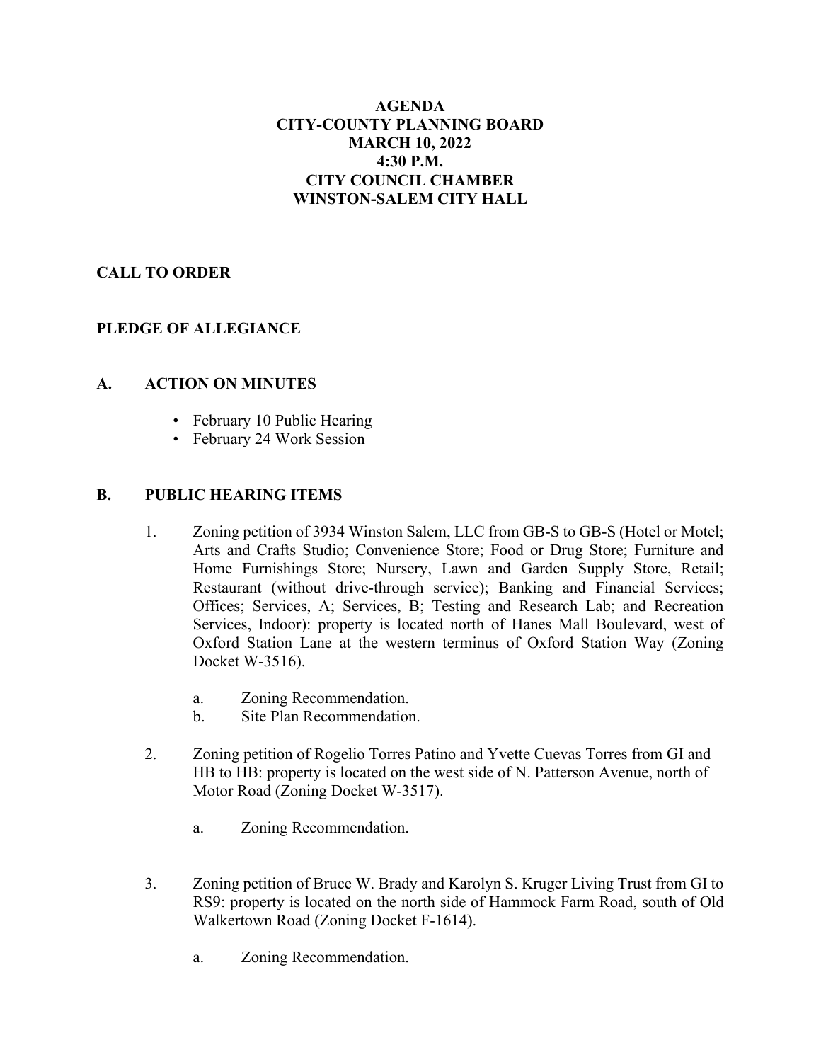# AGENDA
# CITY-COUNTY PLANNING BOARD
# MARCH 10, 2022
# 4:30 P.M.
# CITY COUNCIL CHAMBER
# WINSTON-SALEM CITY HALL

## CALL TO ORDER

## PLEDGE OF ALLEGIANCE

## A. ACTION ON MINUTES

- February 10 Public Hearing
- February 24 Work Session

## B. PUBLIC HEARING ITEMS

1. Zoning petition of 3934 Winston Salem, LLC from GB-S to GB-S (Hotel or Motel; Arts and Crafts Studio; Convenience Store; Food or Drug Store; Furniture and Home Furnishings Store; Nursery, Lawn and Garden Supply Store, Retail; Restaurant (without drive-through service); Banking and Financial Services; Offices; Services, A; Services, B; Testing and Research Lab; and Recreation Services, Indoor): property is located north of Hanes Mall Boulevard, west of Oxford Station Lane at the western terminus of Oxford Station Way (Zoning Docket W-3516).

   a. Zoning Recommendation.
   b. Site Plan Recommendation.

2. Zoning petition of Rogelio Torres Patino and Yvette Cuevas Torres from GI and HB to HB: property is located on the west side of N. Patterson Avenue, north of Motor Road (Zoning Docket W-3517).

   a. Zoning Recommendation.

3. Zoning petition of Bruce W. Brady and Karolyn S. Kruger Living Trust from GI to RS9: property is located on the north side of Hammock Farm Road, south of Old Walkertown Road (Zoning Docket F-1614).

   a. Zoning Recommendation.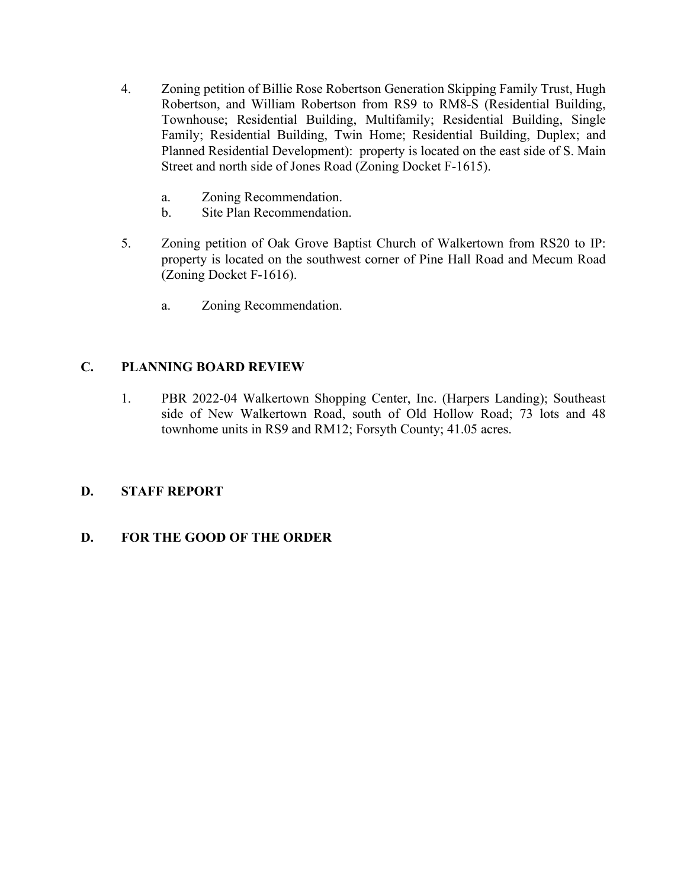4. Zoning petition of Billie Rose Robertson Generation Skipping Family Trust, Hugh Robertson, and William Robertson from RS9 to RM8-S (Residential Building, Townhouse; Residential Building, Multifamily; Residential Building, Single Family; Residential Building, Twin Home; Residential Building, Duplex; and Planned Residential Development): property is located on the east side of S. Main Street and north side of Jones Road (Zoning Docket F-1615).

   a. Zoning Recommendation.
   b. Site Plan Recommendation.

5. Zoning petition of Oak Grove Baptist Church of Walkertown from RS20 to IP: property is located on the southwest corner of Pine Hall Road and Mecum Road (Zoning Docket F-1616).

   a. Zoning Recommendation.

## C. PLANNING BOARD REVIEW

1. PBR 2022-04 Walkertown Shopping Center, Inc. (Harpers Landing); Southeast side of New Walkertown Road, south of Old Hollow Road; 73 lots and 48 townhome units in RS9 and RM12; Forsyth County; 41.05 acres.

## D. STAFF REPORT

## D. FOR THE GOOD OF THE ORDER